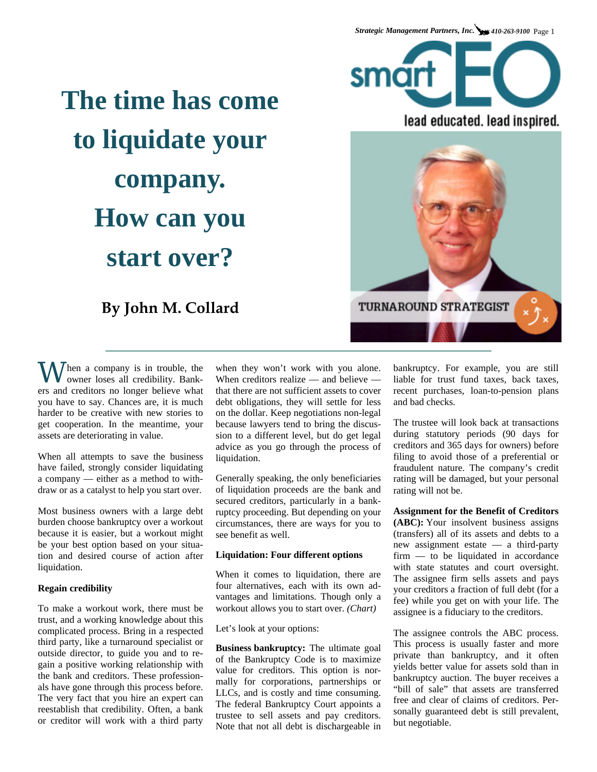smartCEO

lead educated. lead inspired.

TURNAROUND STRATEGIST

# The time has come to liquidate your company. How can you start over?

## By John M. Collard

When a company is in trouble, the owner loses all credibility. Bankers and creditors no longer believe what you have to say. Chances are, it is much harder to be creative with new stories to get cooperation. In the meantime, your assets are deteriorating in value.

When all attempts to save the business have failed, strongly consider liquidating a company — either as a method to withdraw or as a catalyst to help you start over.

Most business owners with a large debt burden choose bankruptcy over a workout because it is easier, but a workout might be your best option based on your situation and desired course of action after liquidation.

**Regain credibility**

To make a workout work, there must be trust, and a working knowledge about this complicated process. Bring in a respected third party, like a turnaround specialist or outside director, to guide you and to regain a positive working relationship with the bank and creditors. These professionals have gone through this process before. The very fact that you hire an expert can reestablish that credibility. Often, a bank or creditor will work with a third party when they won't work with you alone. When creditors realize — and believe — that there are not sufficient assets to cover debt obligations, they will settle for less on the dollar. Keep negotiations non-legal because lawyers tend to bring the discussion to a different level, but do get legal advice as you go through the process of liquidation.

Generally speaking, the only beneficiaries of liquidation proceeds are the bank and secured creditors, particularly in a bankruptcy proceeding. But depending on your circumstances, there are ways for you to see benefit as well.

**Liquidation: Four different options**

When it comes to liquidation, there are four alternatives, each with its own advantages and limitations. Though only a workout allows you to start over. *(Chart)*

Let's look at your options:

**Business bankruptcy:** The ultimate goal of the Bankruptcy Code is to maximize value for creditors. This option is normally for corporations, partnerships or LLCs, and is costly and time consuming. The federal Bankruptcy Court appoints a trustee to sell assets and pay creditors. Note that not all debt is dischargeable in bankruptcy. For example, you are still liable for trust fund taxes, back taxes, recent purchases, loan-to-pension plans and bad checks.

The trustee will look back at transactions during statutory periods (90 days for creditors and 365 days for owners) before filing to avoid those of a preferential or fraudulent nature. The company's credit rating will be damaged, but your personal rating will not be.

**Assignment for the Benefit of Creditors (ABC):** Your insolvent business assigns (transfers) all of its assets and debts to a new assignment estate — a third-party firm — to be liquidated in accordance with state statutes and court oversight. The assignee firm sells assets and pays your creditors a fraction of full debt (for a fee) while you get on with your life. The assignee is a fiduciary to the creditors.

The assignee controls the ABC process. This process is usually faster and more private than bankruptcy, and it often yields better value for assets sold than in bankruptcy auction. The buyer receives a "bill of sale" that assets are transferred free and clear of claims of creditors. Personally guaranteed debt is still prevalent, but negotiable.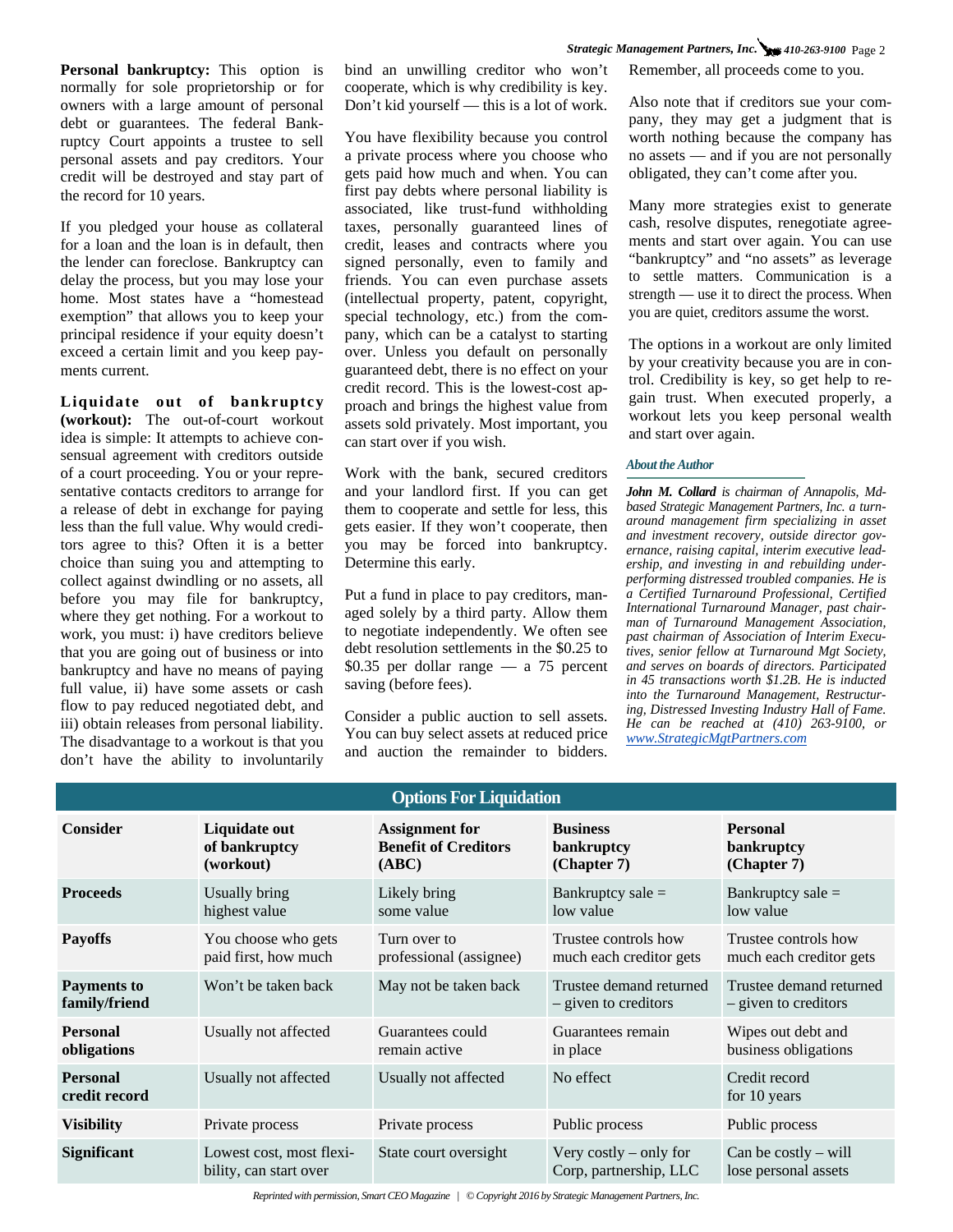**Personal bankruptcy:** This option is normally for sole proprietorship or for owners with a large amount of personal debt or guarantees. The federal Bankruptcy Court appoints a trustee to sell personal assets and pay creditors. Your credit will be destroyed and stay part of the record for 10 years.

If you pledged your house as collateral for a loan and the loan is in default, then the lender can foreclose. Bankruptcy can delay the process, but you may lose your home. Most states have a "homestead exemption" that allows you to keep your principal residence if your equity doesn't exceed a certain limit and you keep payments current.

**Liquidate out of bankruptcy (workout):** The out-of-court workout idea is simple: It attempts to achieve consensual agreement with creditors outside of a court proceeding. You or your representative contacts creditors to arrange for a release of debt in exchange for paying less than the full value. Why would creditors agree to this? Often it is a better choice than suing you and attempting to collect against dwindling or no assets, all before you may file for bankruptcy, where they get nothing. For a workout to work, you must: i) have creditors believe that you are going out of business or into bankruptcy and have no means of paying full value, ii) have some assets or cash flow to pay reduced negotiated debt, and iii) obtain releases from personal liability. The disadvantage to a workout is that you don't have the ability to involuntarily bind an unwilling creditor who won't cooperate, which is why credibility is key. Don't kid yourself — this is a lot of work.

You have flexibility because you control a private process where you choose who gets paid how much and when. You can first pay debts where personal liability is associated, like trust-fund withholding taxes, personally guaranteed lines of credit, leases and contracts where you signed personally, even to family and friends. You can even purchase assets (intellectual property, patent, copyright, special technology, etc.) from the company, which can be a catalyst to starting over. Unless you default on personally guaranteed debt, there is no effect on your credit record. This is the lowest-cost approach and brings the highest value from assets sold privately. Most important, you can start over if you wish.

Work with the bank, secured creditors and your landlord first. If you can get them to cooperate and settle for less, this gets easier. If they won't cooperate, then you may be forced into bankruptcy. Determine this early.

Put a fund in place to pay creditors, managed solely by a third party. Allow them to negotiate independently. We often see debt resolution settlements in the \$0.25 to \$0.35 per dollar range — a 75 percent saving (before fees).

Consider a public auction to sell assets. You can buy select assets at reduced price and auction the remainder to bidders. Remember, all proceeds come to you.

Also note that if creditors sue your company, they may get a judgment that is worth nothing because the company has no assets — and if you are not personally obligated, they can't come after you.

Many more strategies exist to generate cash, resolve disputes, renegotiate agreements and start over again. You can use "bankruptcy" and "no assets" as leverage to settle matters. Communication is a strength — use it to direct the process. When you are quiet, creditors assume the worst.

The options in a workout are only limited by your creativity because you are in control. Credibility is key, so get help to regain trust. When executed properly, a workout lets you keep personal wealth and start over again.

### About the Author

***John M. Collard*** *is chairman of Annapolis, Md-based Strategic Management Partners, Inc. a turnaround management firm specializing in asset and investment recovery, outside director governance, raising capital, interim executive leadership, and investing in and rebuilding underperforming distressed troubled companies. He is a Certified Turnaround Professional, Certified International Turnaround Manager, past chairman of Turnaround Management Association, past chairman of Association of Interim Executives, senior fellow at Turnaround Mgt Society, and serves on boards of directors. Participated in 45 transactions worth \$1.2B. He is inducted into the Turnaround Management, Restructuring, Distressed Investing Industry Hall of Fame. He can be reached at (410) 263-9100, or www.StrategicMgtPartners.com*

## Options For Liquidation

| Consider | Liquidate out of bankruptcy (workout) | Assignment for Benefit of Creditors (ABC) | Business bankruptcy (Chapter 7) | Personal bankruptcy (Chapter 7) |
|---|---|---|---|---|
| **Proceeds** | Usually bring highest value | Likely bring some value | Bankruptcy sale = low value | Bankruptcy sale = low value |
| **Payoffs** | You choose who gets paid first, how much | Turn over to professional (assignee) | Trustee controls how much each creditor gets | Trustee controls how much each creditor gets |
| **Payments to family/friend** | Won't be taken back | May not be taken back | Trustee demand returned – given to creditors | Trustee demand returned – given to creditors |
| **Personal obligations** | Usually not affected | Guarantees could remain active | Guarantees remain in place | Wipes out debt and business obligations |
| **Personal credit record** | Usually not affected | Usually not affected | No effect | Credit record for 10 years |
| **Visibility** | Private process | Private process | Public process | Public process |
| **Significant** | Lowest cost, most flexibility, can start over | State court oversight | Very costly – only for Corp, partnership, LLC | Can be costly – will lose personal assets |

*Reprinted with permission, Smart CEO Magazine | © Copyright 2016 by Strategic Management Partners, Inc.*